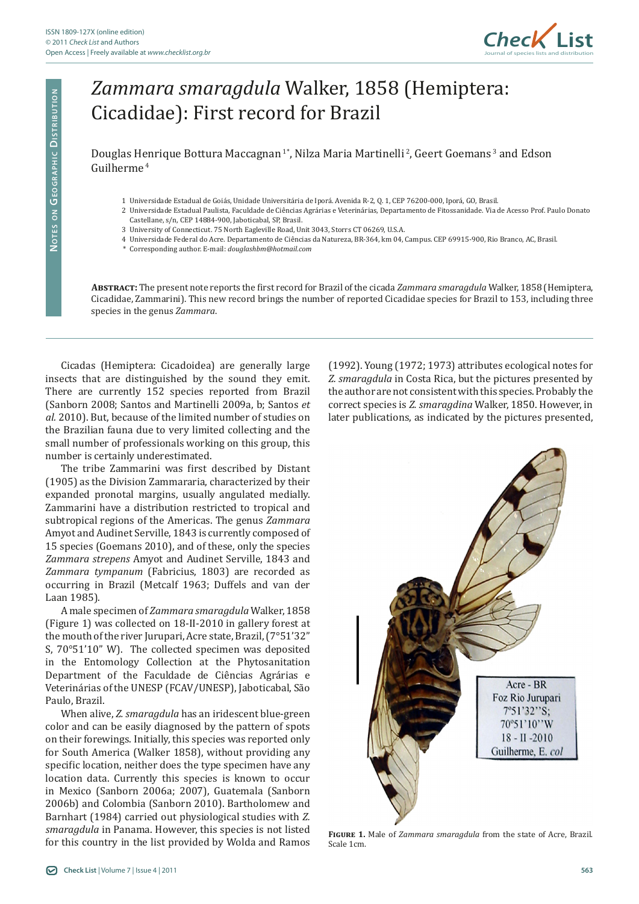# *Zammara smaragdula* Walker, 1858 (Hemiptera: Cicadidae): First record for Brazil

Douglas Henrique Bottura Maccagnan [1*], Nilza Maria Martinelli [2], Geert Goemans [3] and Edson Guilherme [4]

1 Universidade Estadual de Goiás, Unidade Universitária de Iporá. Avenida R-2, Q. 1, CEP 76200-000, Iporá, GO, Brasil.
2 Universidade Estadual Paulista, Faculdade de Ciências Agrárias e Veterinárias, Departamento de Fitossanidade. Via de Acesso Prof. Paulo Donato Castellane, s/n, CEP 14884-900, Jaboticabal, SP, Brasil.
3 University of Connecticut. 75 North Eagleville Road, Unit 3043, Storrs CT 06269, U.S.A.
4 Universidade Federal do Acre. Departamento de Ciências da Natureza, BR-364, km 04, Campus. CEP 69915-900, Rio Branco, AC, Brasil.
\* Corresponding author. E-mail: *douglashbm@hotmail.com*

**Abstract:** The present note reports the first record for Brazil of the cicada *Zammara smaragdula* Walker, 1858 (Hemiptera, Cicadidae, Zammarini). This new record brings the number of reported Cicadidae species for Brazil to 153, including three species in the genus *Zammara*.

Cicadas (Hemiptera: Cicadoidea) are generally large insects that are distinguished by the sound they emit. There are currently 152 species reported from Brazil (Sanborn 2008; Santos and Martinelli 2009a, b; Santos *et al.* 2010). But, because of the limited number of studies on the Brazilian fauna due to very limited collecting and the small number of professionals working on this group, this number is certainly underestimated.

The tribe Zammarini was first described by Distant (1905) as the Division Zammararia, characterized by their expanded pronotal margins, usually angulated medially. Zammarini have a distribution restricted to tropical and subtropical regions of the Americas. The genus *Zammara* Amyot and Audinet Serville, 1843 is currently composed of 15 species (Goemans 2010), and of these, only the species *Zammara strepens* Amyot and Audinet Serville, 1843 and *Zammara tympanum* (Fabricius, 1803) are recorded as occurring in Brazil (Metcalf 1963; Duffels and van der Laan 1985).

A male specimen of *Zammara smaragdula* Walker, 1858 (Figure 1) was collected on 18-II-2010 in gallery forest at the mouth of the river Jurupari, Acre state, Brazil, (7°51'32" S, 70°51'10" W). The collected specimen was deposited in the Entomology Collection at the Phytosanitation Department of the Faculdade de Ciências Agrárias e Veterinárias of the UNESP (FCAV/UNESP), Jaboticabal, São Paulo, Brazil.

When alive, *Z. smaragdula* has an iridescent blue-green color and can be easily diagnosed by the pattern of spots on their forewings. Initially, this species was reported only for South America (Walker 1858), without providing any specific location, neither does the type specimen have any location data. Currently this species is known to occur in Mexico (Sanborn 2006a; 2007), Guatemala (Sanborn 2006b) and Colombia (Sanborn 2010). Bartholomew and Barnhart (1984) carried out physiological studies with *Z. smaragdula* in Panama. However, this species is not listed for this country in the list provided by Wolda and Ramos (1992). Young (1972; 1973) attributes ecological notes for *Z. smaragdula* in Costa Rica, but the pictures presented by the author are not consistent with this species. Probably the correct species is *Z. smaragdina* Walker, 1850. However, in later publications, as indicated by the pictures presented,

**Figure 1.** Male of *Zammara smaragdula* from the state of Acre, Brazil. Scale 1cm.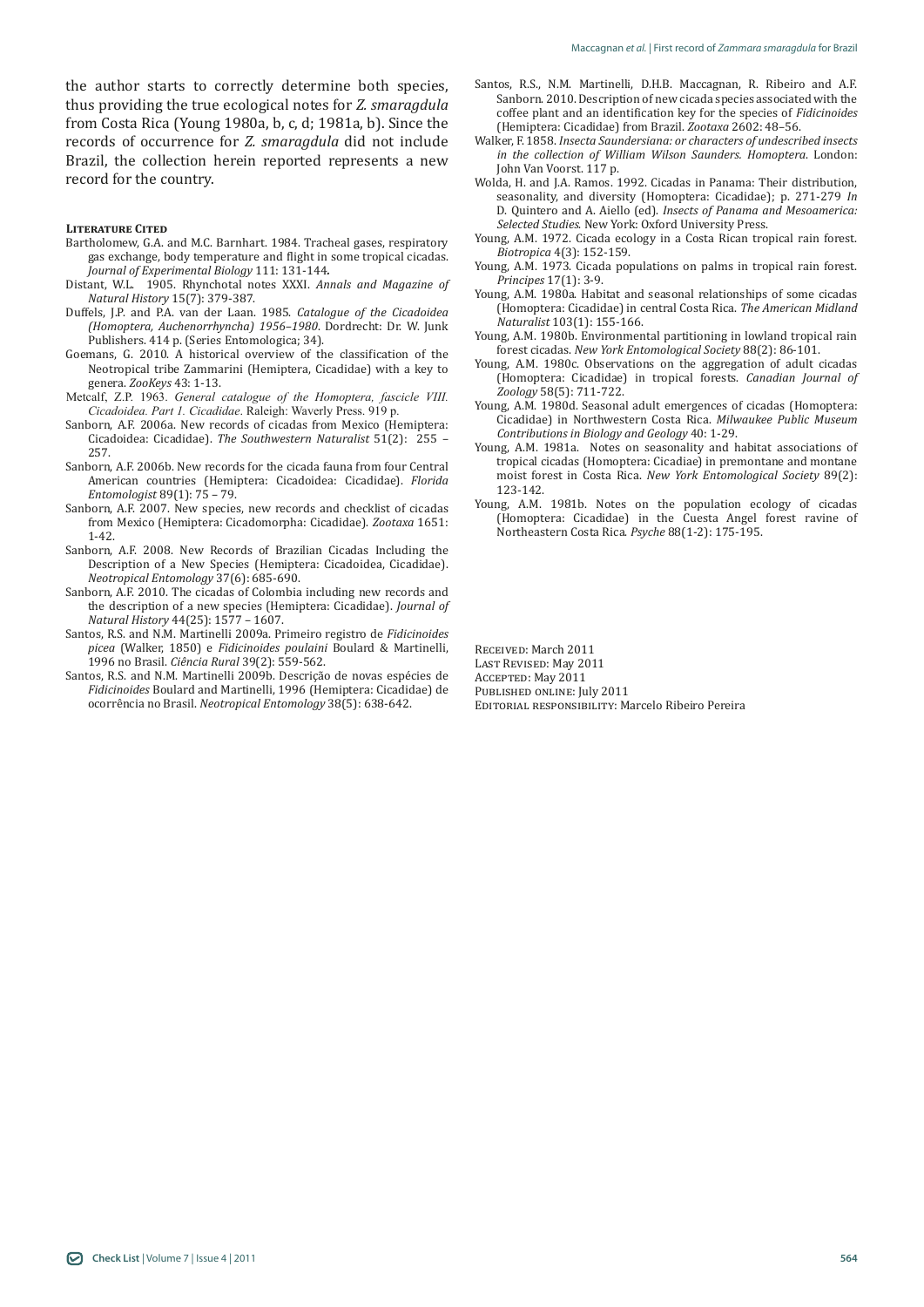the author starts to correctly determine both species, thus providing the true ecological notes for *Z. smaragdula* from Costa Rica (Young 1980a, b, c, d; 1981a, b). Since the records of occurrence for *Z. smaragdula* did not include Brazil, the collection herein reported represents a new record for the country.

## Literature Cited

Bartholomew, G.A. and M.C. Barnhart. 1984. Tracheal gases, respiratory gas exchange, body temperature and flight in some tropical cicadas. *Journal of Experimental Biology* 111: 131-144.

Distant, W.L. 1905. Rhynchotal notes XXXI. *Annals and Magazine of Natural History* 15(7): 379-387.

Duffels, J.P. and P.A. van der Laan. 1985. *Catalogue of the Cicadoidea (Homoptera, Auchenorrhyncha) 1956–1980*. Dordrecht: Dr. W. Junk Publishers. 414 p. (Series Entomologica; 34).

Goemans, G. 2010. A historical overview of the classification of the Neotropical tribe Zammarini (Hemiptera, Cicadidae) with a key to genera. *ZooKeys* 43: 1-13.

Metcalf, Z.P. 1963. *General catalogue of the Homoptera, fascicle VIII. Cicadoidea. Part 1. Cicadidae*. Raleigh: Waverly Press. 919 p.

Sanborn, A.F. 2006a. New records of cicadas from Mexico (Hemiptera: Cicadoidea: Cicadidae). *The Southwestern Naturalist* 51(2): 255 – 257.

Sanborn, A.F. 2006b. New records for the cicada fauna from four Central American countries (Hemiptera: Cicadoidea: Cicadidae). *Florida Entomologist* 89(1): 75 – 79.

Sanborn, A.F. 2007. New species, new records and checklist of cicadas from Mexico (Hemiptera: Cicadomorpha: Cicadidae). *Zootaxa* 1651: 1-42.

Sanborn, A.F. 2008. New Records of Brazilian Cicadas Including the Description of a New Species (Hemiptera: Cicadoidea, Cicadidae). *Neotropical Entomology* 37(6): 685-690.

Sanborn, A.F. 2010. The cicadas of Colombia including new records and the description of a new species (Hemiptera: Cicadidae). *Journal of Natural History* 44(25): 1577 – 1607.

Santos, R.S. and N.M. Martinelli 2009a. Primeiro registro de *Fidicinoides picea* (Walker, 1850) e *Fidicinoides poulaini* Boulard & Martinelli, 1996 no Brasil. *Ciência Rural* 39(2): 559-562.

Santos, R.S. and N.M. Martinelli 2009b. Descrição de novas espécies de *Fidicinoides* Boulard and Martinelli, 1996 (Hemiptera: Cicadidae) de ocorrência no Brasil. *Neotropical Entomology* 38(5): 638-642.

Santos, R.S., N.M. Martinelli, D.H.B. Maccagnan, R. Ribeiro and A.F. Sanborn. 2010. Description of new cicada species associated with the coffee plant and an identification key for the species of *Fidicinoides* (Hemiptera: Cicadidae) from Brazil. *Zootaxa* 2602: 48–56.

Walker, F. 1858. *Insecta Saundersiana: or characters of undescribed insects in the collection of William Wilson Saunders. Homoptera*. London: John Van Voorst. 117 p.

Wolda, H. and J.A. Ramos. 1992. Cicadas in Panama: Their distribution, seasonality, and diversity (Homoptera: Cicadidae); p. 271-279 *In* D. Quintero and A. Aiello (ed). *Insects of Panama and Mesoamerica: Selected Studies*. New York: Oxford University Press.

Young, A.M. 1972. Cicada ecology in a Costa Rican tropical rain forest. *Biotropica* 4(3): 152-159.

Young, A.M. 1973. Cicada populations on palms in tropical rain forest. *Principes* 17(1): 3-9.

Young, A.M. 1980a. Habitat and seasonal relationships of some cicadas (Homoptera: Cicadidae) in central Costa Rica. *The American Midland Naturalist* 103(1): 155-166.

Young, A.M. 1980b. Environmental partitioning in lowland tropical rain forest cicadas. *New York Entomological Society* 88(2): 86-101.

Young, A.M. 1980c. Observations on the aggregation of adult cicadas (Homoptera: Cicadidae) in tropical forests. *Canadian Journal of Zoology* 58(5): 711-722.

Young, A.M. 1980d. Seasonal adult emergences of cicadas (Homoptera: Cicadidae) in Northwestern Costa Rica. *Milwaukee Public Museum Contributions in Biology and Geology* 40: 1-29.

Young, A.M. 1981a. Notes on seasonality and habitat associations of tropical cicadas (Homoptera: Cicadiae) in premontane and montane moist forest in Costa Rica. *New York Entomological Society* 89(2): 123-142.

Young, A.M. 1981b. Notes on the population ecology of cicadas (Homoptera: Cicadidae) in the Cuesta Angel forest ravine of Northeastern Costa Rica. *Psyche* 88(1-2): 175-195.

Received: March 2011
Last Revised: May 2011
Accepted: May 2011
Published online: July 2011
Editorial responsibility: Marcelo Ribeiro Pereira